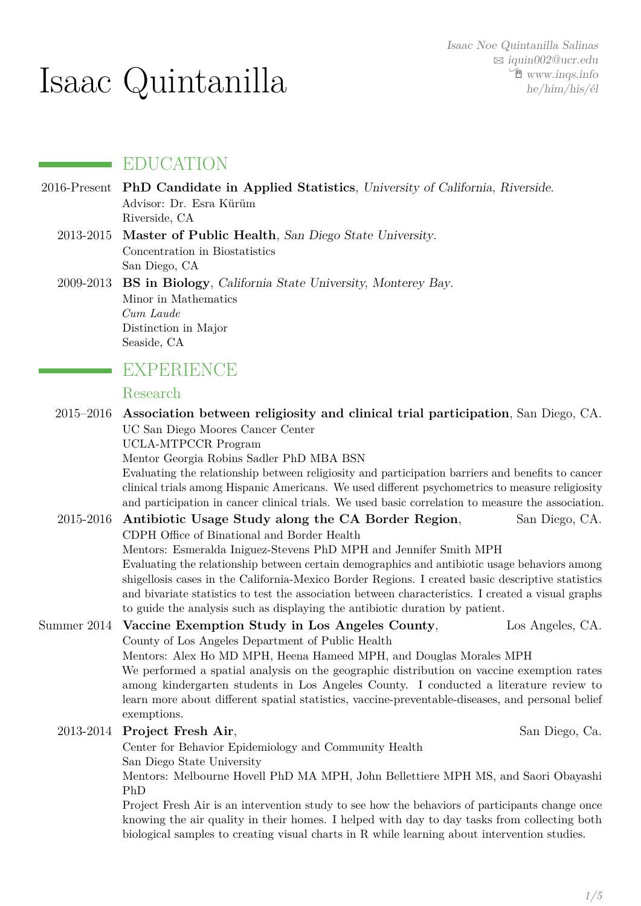# Isaac Quintanilla

*Isaac Noe Quintanilla Salinas*
*iquin002@ucr.edu*
*www.inqs.info*
*he/him/his/él*

## EDUCATION

2016-Present **PhD Candidate in Applied Statistics**, *University of California, Riverside*.
Advisor: Dr. Esra Kürüm
Riverside, CA

2013-2015 **Master of Public Health**, *San Diego State University*.
Concentration in Biostatistics
San Diego, CA

2009-2013 **BS in Biology**, *California State University, Monterey Bay*.
Minor in Mathematics
*Cum Laude*
Distinction in Major
Seaside, CA

## EXPERIENCE

### Research

2015–2016 **Association between religiosity and clinical trial participation**, San Diego, CA.
UC San Diego Moores Cancer Center
UCLA-MTPCCR Program
Mentor Georgia Robins Sadler PhD MBA BSN
Evaluating the relationship between religiosity and participation barriers and benefits to cancer clinical trials among Hispanic Americans. We used different psychometrics to measure religiosity and participation in cancer clinical trials. We used basic correlation to measure the association.

2015-2016 **Antibiotic Usage Study along the CA Border Region**, San Diego, CA.
CDPH Office of Binational and Border Health
Mentors: Esmeralda Iniguez-Stevens PhD MPH and Jennifer Smith MPH
Evaluating the relationship between certain demographics and antibiotic usage behaviors among shigellosis cases in the California-Mexico Border Regions. I created basic descriptive statistics and bivariate statistics to test the association between characteristics. I created a visual graphs to guide the analysis such as displaying the antibiotic duration by patient.

Summer 2014 **Vaccine Exemption Study in Los Angeles County**, Los Angeles, CA.
County of Los Angeles Department of Public Health
Mentors: Alex Ho MD MPH, Heena Hameed MPH, and Douglas Morales MPH
We performed a spatial analysis on the geographic distribution on vaccine exemption rates among kindergarten students in Los Angeles County. I conducted a literature review to learn more about different spatial statistics, vaccine-preventable-diseases, and personal belief exemptions.

2013-2014 **Project Fresh Air**, San Diego, Ca.
Center for Behavior Epidemiology and Community Health
San Diego State University
Mentors: Melbourne Hovell PhD MA MPH, John Bellettiere MPH MS, and Saori Obayashi PhD
Project Fresh Air is an intervention study to see how the behaviors of participants change once knowing the air quality in their homes. I helped with day to day tasks from collecting both biological samples to creating visual charts in R while learning about intervention studies.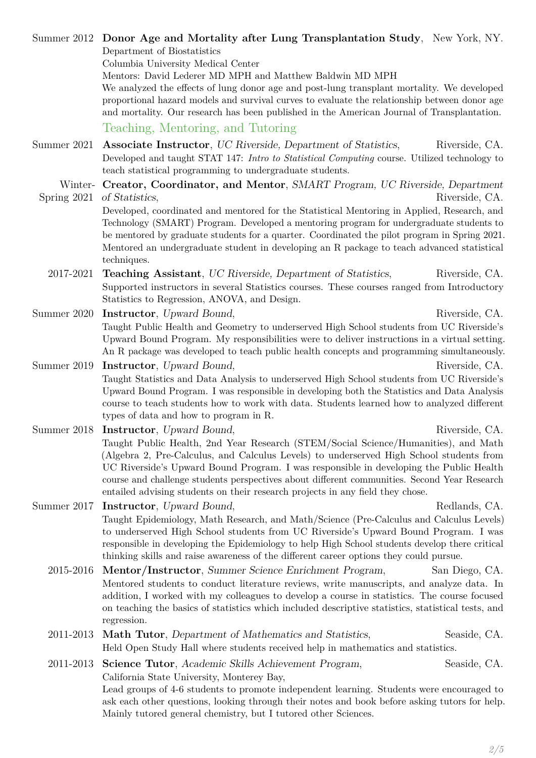**Summer 2012** — **Donor Age and Mortality after Lung Transplantation Study**, New York, NY.
Department of Biostatistics
Columbia University Medical Center
Mentors: David Lederer MD MPH and Matthew Baldwin MD MPH
We analyzed the effects of lung donor age and post-lung transplant mortality. We developed proportional hazard models and survival curves to evaluate the relationship between donor age and mortality. Our research has been published in the American Journal of Transplantation.

## Teaching, Mentoring, and Tutoring

**Summer 2021** — **Associate Instructor**, *UC Riverside, Department of Statistics*, Riverside, CA.
Developed and taught STAT 147: *Intro to Statistical Computing* course. Utilized technology to teach statistical programming to undergraduate students.

**Winter-Spring 2021** — **Creator, Coordinator, and Mentor**, *SMART Program, UC Riverside, Department of Statistics*, Riverside, CA.
Developed, coordinated and mentored for the Statistical Mentoring in Applied, Research, and Technology (SMART) Program. Developed a mentoring program for undergraduate students to be mentored by graduate students for a quarter. Coordinated the pilot program in Spring 2021. Mentored an undergraduate student in developing an R package to teach advanced statistical techniques.

**2017-2021** — **Teaching Assistant**, *UC Riverside, Department of Statistics*, Riverside, CA.
Supported instructors in several Statistics courses. These courses ranged from Introductory Statistics to Regression, ANOVA, and Design.

**Summer 2020** — **Instructor**, *Upward Bound*, Riverside, CA.
Taught Public Health and Geometry to underserved High School students from UC Riverside's Upward Bound Program. My responsibilities were to deliver instructions in a virtual setting. An R package was developed to teach public health concepts and programming simultaneously.

**Summer 2019** — **Instructor**, *Upward Bound*, Riverside, CA.
Taught Statistics and Data Analysis to underserved High School students from UC Riverside's Upward Bound Program. I was responsible in developing both the Statistics and Data Analysis course to teach students how to work with data. Students learned how to analyzed different types of data and how to program in R.

**Summer 2018** — **Instructor**, *Upward Bound*, Riverside, CA.
Taught Public Health, 2nd Year Research (STEM/Social Science/Humanities), and Math (Algebra 2, Pre-Calculus, and Calculus Levels) to underserved High School students from UC Riverside's Upward Bound Program. I was responsible in developing the Public Health course and challenge students perspectives about different communities. Second Year Research entailed advising students on their research projects in any field they chose.

**Summer 2017** — **Instructor**, *Upward Bound*, Redlands, CA.
Taught Epidemiology, Math Research, and Math/Science (Pre-Calculus and Calculus Levels) to underserved High School students from UC Riverside's Upward Bound Program. I was responsible in developing the Epidemiology to help High School students develop there critical thinking skills and raise awareness of the different career options they could pursue.

**2015-2016** — **Mentor/Instructor**, *Summer Science Enrichment Program*, San Diego, CA.
Mentored students to conduct literature reviews, write manuscripts, and analyze data. In addition, I worked with my colleagues to develop a course in statistics. The course focused on teaching the basics of statistics which included descriptive statistics, statistical tests, and regression.

**2011-2013** — **Math Tutor**, *Department of Mathematics and Statistics*, Seaside, CA.
Held Open Study Hall where students received help in mathematics and statistics.

**2011-2013** — **Science Tutor**, *Academic Skills Achievement Program*, Seaside, CA.
California State University, Monterey Bay,
Lead groups of 4-6 students to promote independent learning. Students were encouraged to ask each other questions, looking through their notes and book before asking tutors for help. Mainly tutored general chemistry, but I tutored other Sciences.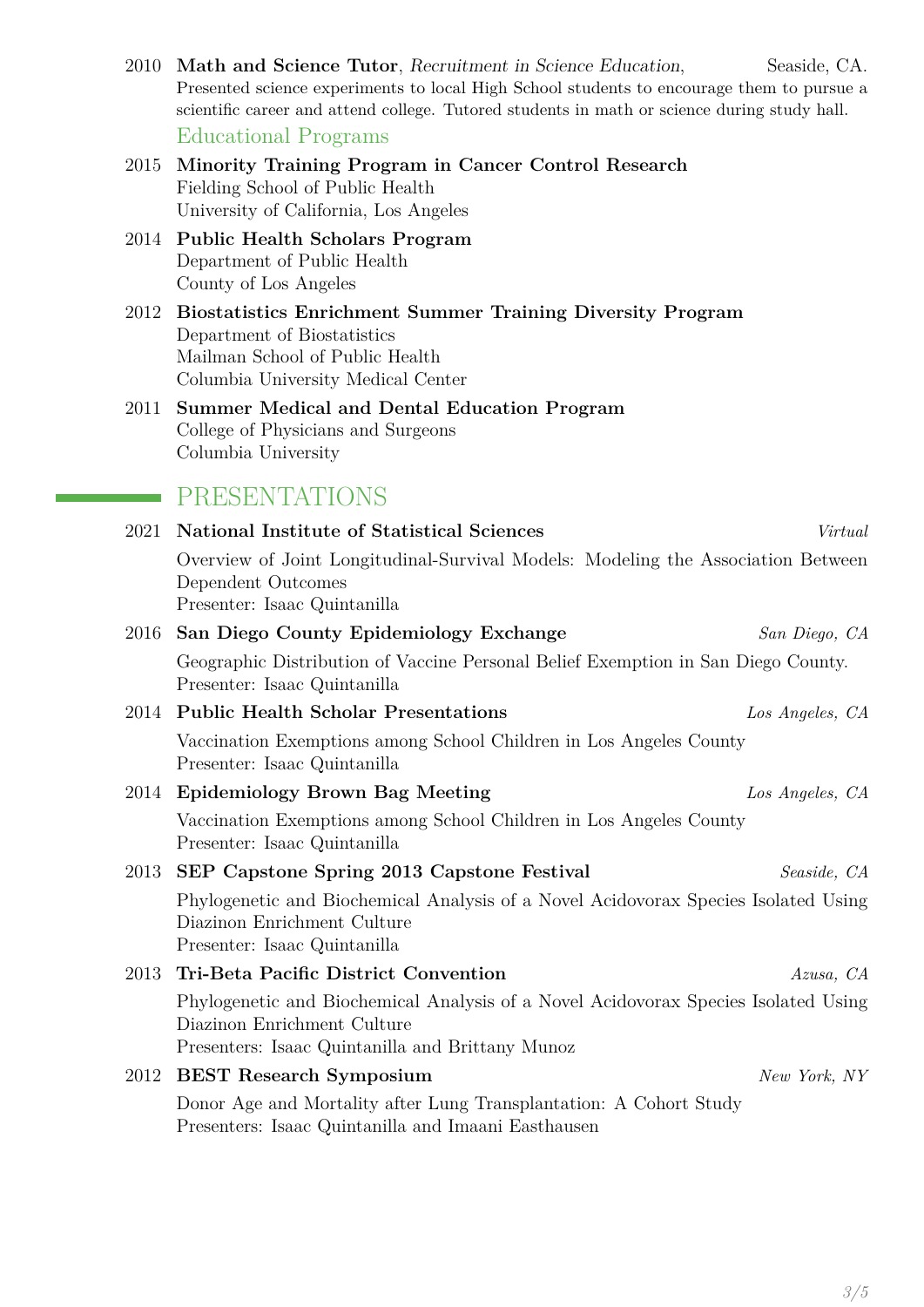- 2010 **Math and Science Tutor**, *Recruitment in Science Education*, Seaside, CA.
  Presented science experiments to local High School students to encourage them to pursue a scientific career and attend college. Tutored students in math or science during study hall.

### Educational Programs

- 2015 **Minority Training Program in Cancer Control Research**
  Fielding School of Public Health
  University of California, Los Angeles
- 2014 **Public Health Scholars Program**
  Department of Public Health
  County of Los Angeles
- 2012 **Biostatistics Enrichment Summer Training Diversity Program**
  Department of Biostatistics
  Mailman School of Public Health
  Columbia University Medical Center
- 2011 **Summer Medical and Dental Education Program**
  College of Physicians and Surgeons
  Columbia University

## PRESENTATIONS

- 2021 **National Institute of Statistical Sciences** — *Virtual*
  Overview of Joint Longitudinal-Survival Models: Modeling the Association Between Dependent Outcomes
  Presenter: Isaac Quintanilla
- 2016 **San Diego County Epidemiology Exchange** — *San Diego, CA*
  Geographic Distribution of Vaccine Personal Belief Exemption in San Diego County.
  Presenter: Isaac Quintanilla
- 2014 **Public Health Scholar Presentations** — *Los Angeles, CA*
  Vaccination Exemptions among School Children in Los Angeles County
  Presenter: Isaac Quintanilla
- 2014 **Epidemiology Brown Bag Meeting** — *Los Angeles, CA*
  Vaccination Exemptions among School Children in Los Angeles County
  Presenter: Isaac Quintanilla
- 2013 **SEP Capstone Spring 2013 Capstone Festival** — *Seaside, CA*
  Phylogenetic and Biochemical Analysis of a Novel Acidovorax Species Isolated Using Diazinon Enrichment Culture
  Presenter: Isaac Quintanilla
- 2013 **Tri-Beta Pacific District Convention** — *Azusa, CA*
  Phylogenetic and Biochemical Analysis of a Novel Acidovorax Species Isolated Using Diazinon Enrichment Culture
  Presenters: Isaac Quintanilla and Brittany Munoz
- 2012 **BEST Research Symposium** — *New York, NY*
  Donor Age and Mortality after Lung Transplantation: A Cohort Study
  Presenters: Isaac Quintanilla and Imaani Easthausen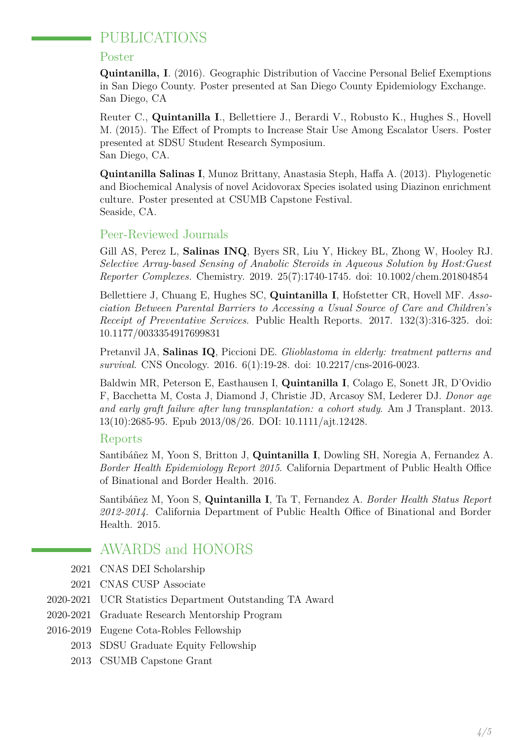## PUBLICATIONS

### Poster

**Quintanilla, I**. (2016). Geographic Distribution of Vaccine Personal Belief Exemptions in San Diego County. Poster presented at San Diego County Epidemiology Exchange.
San Diego, CA

Reuter C., **Quintanilla I**., Bellettiere J., Berardi V., Robusto K., Hughes S., Hovell M. (2015). The Effect of Prompts to Increase Stair Use Among Escalator Users. Poster presented at SDSU Student Research Symposium.
San Diego, CA.

**Quintanilla Salinas I**, Munoz Brittany, Anastasia Steph, Haffa A. (2013). Phylogenetic and Biochemical Analysis of novel Acidovorax Species isolated using Diazinon enrichment culture. Poster presented at CSUMB Capstone Festival.
Seaside, CA.

### Peer-Reviewed Journals

Gill AS, Perez L, **Salinas INQ**, Byers SR, Liu Y, Hickey BL, Zhong W, Hooley RJ. *Selective Array-based Sensing of Anabolic Steroids in Aqueous Solution by Host:Guest Reporter Complexes.* Chemistry. 2019. 25(7):1740-1745. doi: 10.1002/chem.201804854

Bellettiere J, Chuang E, Hughes SC, **Quintanilla I**, Hofstetter CR, Hovell MF. *Association Between Parental Barriers to Accessing a Usual Source of Care and Children's Receipt of Preventative Services*. Public Health Reports. 2017. 132(3):316-325. doi: 10.1177/0033354917699831

Pretanvil JA, **Salinas IQ**, Piccioni DE. *Glioblastoma in elderly: treatment patterns and survival*. CNS Oncology. 2016. 6(1):19-28. doi: 10.2217/cns-2016-0023.

Baldwin MR, Peterson E, Easthausen I, **Quintanilla I**, Colago E, Sonett JR, D'Ovidio F, Bacchetta M, Costa J, Diamond J, Christie JD, Arcasoy SM, Lederer DJ. *Donor age and early graft failure after lung transplantation: a cohort study*. Am J Transplant. 2013. 13(10):2685-95. Epub 2013/08/26. DOI: 10.1111/ajt.12428.

### Reports

Santibáñez M, Yoon S, Britton J, **Quintanilla I**, Dowling SH, Noregia A, Fernandez A. *Border Health Epidemiology Report 2015.* California Department of Public Health Office of Binational and Border Health. 2016.

Santibáñez M, Yoon S, **Quintanilla I**, Ta T, Fernandez A. *Border Health Status Report 2012-2014*. California Department of Public Health Office of Binational and Border Health. 2015.

## AWARDS and HONORS

- 2021 CNAS DEI Scholarship
- 2021 CNAS CUSP Associate
- 2020-2021 UCR Statistics Department Outstanding TA Award
- 2020-2021 Graduate Research Mentorship Program
- 2016-2019 Eugene Cota-Robles Fellowship
- 2013 SDSU Graduate Equity Fellowship
- 2013 CSUMB Capstone Grant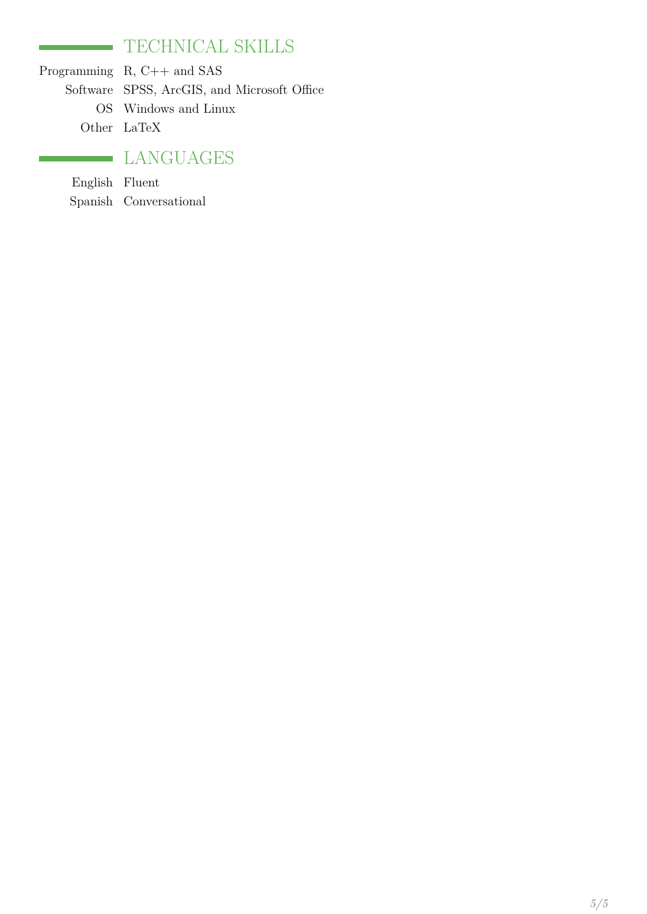## TECHNICAL SKILLS

| | |
|---|---|
| Programming | R, C++ and SAS |
| Software | SPSS, ArcGIS, and Microsoft Office |
| OS | Windows and Linux |
| Other | LaTeX |

## LANGUAGES

| | |
|---|---|
| English | Fluent |
| Spanish | Conversational |